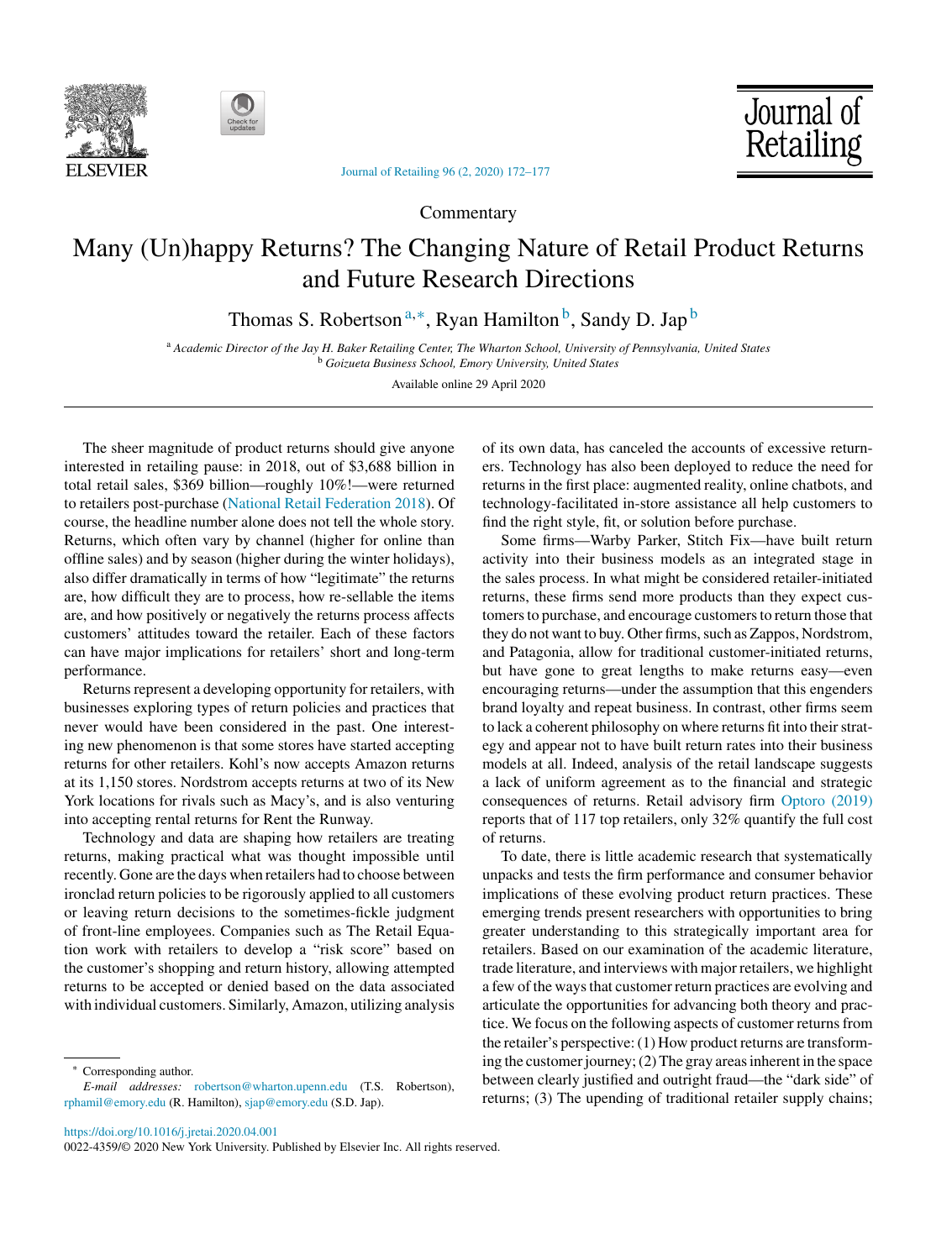Commentary

# Many (Un)happy Returns? The Changing Nature of Retail Product Returns and Future Research Directions

Thomas S. Robertson [a,*], Ryan Hamilton [b], Sandy D. Jap [b]

[a] *Academic Director of the Jay H. Baker Retailing Center, The Wharton School, University of Pennsylvania, United States*
[b] *Goizueta Business School, Emory University, United States*

Available online 29 April 2020

---

The sheer magnitude of product returns should give anyone interested in retailing pause: in 2018, out of $3,688 billion in total retail sales, $369 billion—roughly 10%!—were returned to retailers post-purchase (National Retail Federation 2018). Of course, the headline number alone does not tell the whole story. Returns, which often vary by channel (higher for online than offline sales) and by season (higher during the winter holidays), also differ dramatically in terms of how "legitimate" the returns are, how difficult they are to process, how re-sellable the items are, and how positively or negatively the returns process affects customers' attitudes toward the retailer. Each of these factors can have major implications for retailers' short and long-term performance.

Returns represent a developing opportunity for retailers, with businesses exploring types of return policies and practices that never would have been considered in the past. One interesting new phenomenon is that some stores have started accepting returns for other retailers. Kohl's now accepts Amazon returns at its 1,150 stores. Nordstrom accepts returns at two of its New York locations for rivals such as Macy's, and is also venturing into accepting rental returns for Rent the Runway.

Technology and data are shaping how retailers are treating returns, making practical what was thought impossible until recently. Gone are the days when retailers had to choose between ironclad return policies to be rigorously applied to all customers or leaving return decisions to the sometimes-fickle judgment of front-line employees. Companies such as The Retail Equation work with retailers to develop a "risk score" based on the customer's shopping and return history, allowing attempted returns to be accepted or denied based on the data associated with individual customers. Similarly, Amazon, utilizing analysis of its own data, has canceled the accounts of excessive returners. Technology has also been deployed to reduce the need for returns in the first place: augmented reality, online chatbots, and technology-facilitated in-store assistance all help customers to find the right style, fit, or solution before purchase.

Some firms—Warby Parker, Stitch Fix—have built return activity into their business models as an integrated stage in the sales process. In what might be considered retailer-initiated returns, these firms send more products than they expect customers to purchase, and encourage customers to return those that they do not want to buy. Other firms, such as Zappos, Nordstrom, and Patagonia, allow for traditional customer-initiated returns, but have gone to great lengths to make returns easy—even encouraging returns—under the assumption that this engenders brand loyalty and repeat business. In contrast, other firms seem to lack a coherent philosophy on where returns fit into their strategy and appear not to have built return rates into their business models at all. Indeed, analysis of the retail landscape suggests a lack of uniform agreement as to the financial and strategic consequences of returns. Retail advisory firm Optoro (2019) reports that of 117 top retailers, only 32% quantify the full cost of returns.

To date, there is little academic research that systematically unpacks and tests the firm performance and consumer behavior implications of these evolving product return practices. These emerging trends present researchers with opportunities to bring greater understanding to this strategically important area for retailers. Based on our examination of the academic literature, trade literature, and interviews with major retailers, we highlight a few of the ways that customer return practices are evolving and articulate the opportunities for advancing both theory and practice. We focus on the following aspects of customer returns from the retailer's perspective: (1) How product returns are transforming the customer journey; (2) The gray areas inherent in the space between clearly justified and outright fraud—the "dark side" of returns; (3) The upending of traditional retailer supply chains;

---

* Corresponding author.
*E-mail addresses:* robertson@wharton.upenn.edu (T.S. Robertson), rphamil@emory.edu (R. Hamilton), sjap@emory.edu (S.D. Jap).

https://doi.org/10.1016/j.jretai.2020.04.001
0022-4359/© 2020 New York University. Published by Elsevier Inc. All rights reserved.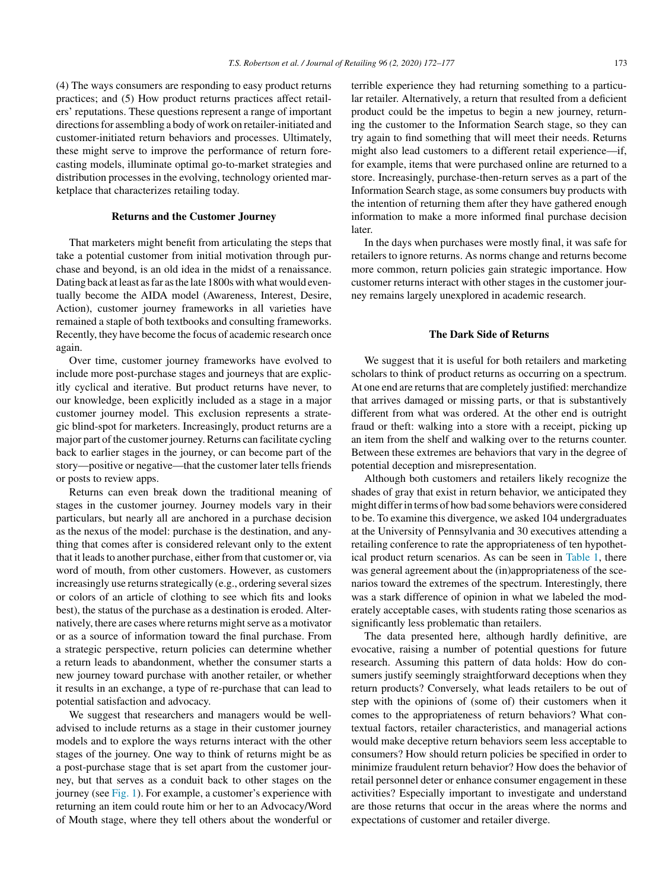(4) The ways consumers are responding to easy product returns practices; and (5) How product returns practices affect retailers' reputations. These questions represent a range of important directions for assembling a body of work on retailer-initiated and customer-initiated return behaviors and processes. Ultimately, these might serve to improve the performance of return forecasting models, illuminate optimal go-to-market strategies and distribution processes in the evolving, technology oriented marketplace that characterizes retailing today.

## Returns and the Customer Journey

That marketers might benefit from articulating the steps that take a potential customer from initial motivation through purchase and beyond, is an old idea in the midst of a renaissance. Dating back at least as far as the late 1800s with what would eventually become the AIDA model (Awareness, Interest, Desire, Action), customer journey frameworks in all varieties have remained a staple of both textbooks and consulting frameworks. Recently, they have become the focus of academic research once again.

Over time, customer journey frameworks have evolved to include more post-purchase stages and journeys that are explicitly cyclical and iterative. But product returns have never, to our knowledge, been explicitly included as a stage in a major customer journey model. This exclusion represents a strategic blind-spot for marketers. Increasingly, product returns are a major part of the customer journey. Returns can facilitate cycling back to earlier stages in the journey, or can become part of the story—positive or negative—that the customer later tells friends or posts to review apps.

Returns can even break down the traditional meaning of stages in the customer journey. Journey models vary in their particulars, but nearly all are anchored in a purchase decision as the nexus of the model: purchase is the destination, and anything that comes after is considered relevant only to the extent that it leads to another purchase, either from that customer or, via word of mouth, from other customers. However, as customers increasingly use returns strategically (e.g., ordering several sizes or colors of an article of clothing to see which fits and looks best), the status of the purchase as a destination is eroded. Alternatively, there are cases where returns might serve as a motivator or as a source of information toward the final purchase. From a strategic perspective, return policies can determine whether a return leads to abandonment, whether the consumer starts a new journey toward purchase with another retailer, or whether it results in an exchange, a type of re-purchase that can lead to potential satisfaction and advocacy.

We suggest that researchers and managers would be well-advised to include returns as a stage in their customer journey models and to explore the ways returns interact with the other stages of the journey. One way to think of returns might be as a post-purchase stage that is set apart from the customer journey, but that serves as a conduit back to other stages on the journey (see Fig. 1). For example, a customer's experience with returning an item could route him or her to an Advocacy/Word of Mouth stage, where they tell others about the wonderful or terrible experience they had returning something to a particular retailer. Alternatively, a return that resulted from a deficient product could be the impetus to begin a new journey, returning the customer to the Information Search stage, so they can try again to find something that will meet their needs. Returns might also lead customers to a different retail experience—if, for example, items that were purchased online are returned to a store. Increasingly, purchase-then-return serves as a part of the Information Search stage, as some consumers buy products with the intention of returning them after they have gathered enough information to make a more informed final purchase decision later.

In the days when purchases were mostly final, it was safe for retailers to ignore returns. As norms change and returns become more common, return policies gain strategic importance. How customer returns interact with other stages in the customer journey remains largely unexplored in academic research.

## The Dark Side of Returns

We suggest that it is useful for both retailers and marketing scholars to think of product returns as occurring on a spectrum. At one end are returns that are completely justified: merchandize that arrives damaged or missing parts, or that is substantively different from what was ordered. At the other end is outright fraud or theft: walking into a store with a receipt, picking up an item from the shelf and walking over to the returns counter. Between these extremes are behaviors that vary in the degree of potential deception and misrepresentation.

Although both customers and retailers likely recognize the shades of gray that exist in return behavior, we anticipated they might differ in terms of how bad some behaviors were considered to be. To examine this divergence, we asked 104 undergraduates at the University of Pennsylvania and 30 executives attending a retailing conference to rate the appropriateness of ten hypothetical product return scenarios. As can be seen in Table 1, there was general agreement about the (in)appropriateness of the scenarios toward the extremes of the spectrum. Interestingly, there was a stark difference of opinion in what we labeled the moderately acceptable cases, with students rating those scenarios as significantly less problematic than retailers.

The data presented here, although hardly definitive, are evocative, raising a number of potential questions for future research. Assuming this pattern of data holds: How do consumers justify seemingly straightforward deceptions when they return products? Conversely, what leads retailers to be out of step with the opinions of (some of) their customers when it comes to the appropriateness of return behaviors? What contextual factors, retailer characteristics, and managerial actions would make deceptive return behaviors seem less acceptable to consumers? How should return policies be specified in order to minimize fraudulent return behavior? How does the behavior of retail personnel deter or enhance consumer engagement in these activities? Especially important to investigate and understand are those returns that occur in the areas where the norms and expectations of customer and retailer diverge.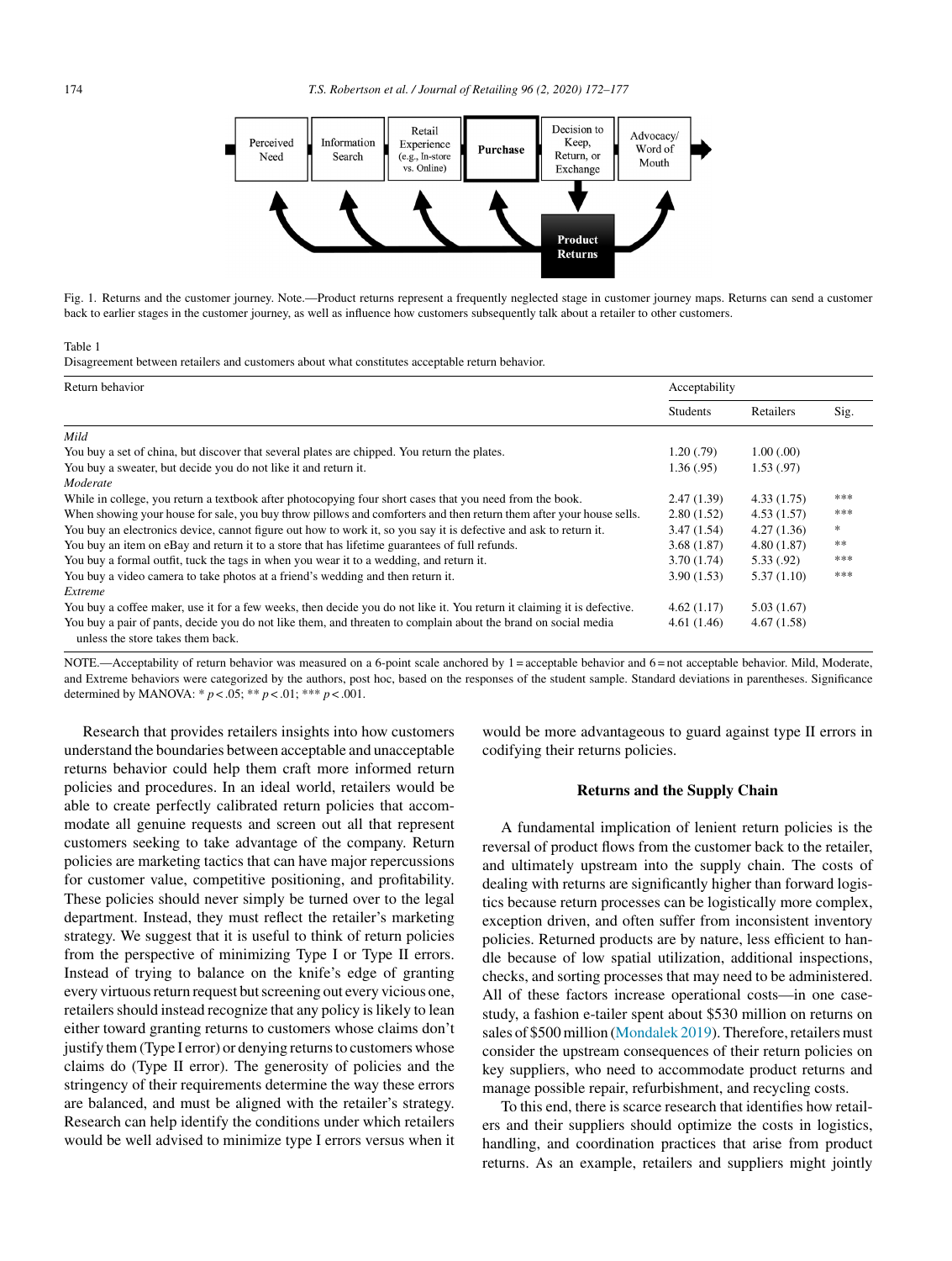Fig. 1. Returns and the customer journey. Note.—Product returns represent a frequently neglected stage in customer journey maps. Returns can send a customer back to earlier stages in the customer journey, as well as influence how customers subsequently talk about a retailer to other customers.

Table 1
Disagreement between retailers and customers about what constitutes acceptable return behavior.

| Return behavior | Acceptability | | |
|---|---|---|---|
| | Students | Retailers | Sig. |
| *Mild* | | | |
| You buy a set of china, but discover that several plates are chipped. You return the plates. | 1.20 (.79) | 1.00 (.00) | |
| You buy a sweater, but decide you do not like it and return it. | 1.36 (.95) | 1.53 (.97) | |
| *Moderate* | | | |
| While in college, you return a textbook after photocopying four short cases that you need from the book. | 2.47 (1.39) | 4.33 (1.75) | *** |
| When showing your house for sale, you buy throw pillows and comforters and then return them after your house sells. | 2.80 (1.52) | 4.53 (1.57) | *** |
| You buy an electronics device, cannot figure out how to work it, so you say it is defective and ask to return it. | 3.47 (1.54) | 4.27 (1.36) | * |
| You buy an item on eBay and return it to a store that has lifetime guarantees of full refunds. | 3.68 (1.87) | 4.80 (1.87) | ** |
| You buy a formal outfit, tuck the tags in when you wear it to a wedding, and return it. | 3.70 (1.74) | 5.33 (.92) | *** |
| You buy a video camera to take photos at a friend's wedding and then return it. | 3.90 (1.53) | 5.37 (1.10) | *** |
| *Extreme* | | | |
| You buy a coffee maker, use it for a few weeks, then decide you do not like it. You return it claiming it is defective. | 4.62 (1.17) | 5.03 (1.67) | |
| You buy a pair of pants, decide you do not like them, and threaten to complain about the brand on social media unless the store takes them back. | 4.61 (1.46) | 4.67 (1.58) | |

NOTE.—Acceptability of return behavior was measured on a 6-point scale anchored by 1 = acceptable behavior and 6 = not acceptable behavior. Mild, Moderate, and Extreme behaviors were categorized by the authors, post hoc, based on the responses of the student sample. Standard deviations in parentheses. Significance determined by MANOVA: * $p < .05$; ** $p < .01$; *** $p < .001$.

Research that provides retailers insights into how customers understand the boundaries between acceptable and unacceptable returns behavior could help them craft more informed return policies and procedures. In an ideal world, retailers would be able to create perfectly calibrated return policies that accommodate all genuine requests and screen out all that represent customers seeking to take advantage of the company. Return policies are marketing tactics that can have major repercussions for customer value, competitive positioning, and profitability. These policies should never simply be turned over to the legal department. Instead, they must reflect the retailer's marketing strategy. We suggest that it is useful to think of return policies from the perspective of minimizing Type I or Type II errors. Instead of trying to balance on the knife's edge of granting every virtuous return request but screening out every vicious one, retailers should instead recognize that any policy is likely to lean either toward granting returns to customers whose claims don't justify them (Type I error) or denying returns to customers whose claims do (Type II error). The generosity of policies and the stringency of their requirements determine the way these errors are balanced, and must be aligned with the retailer's strategy. Research can help identify the conditions under which retailers would be well advised to minimize type I errors versus when it would be more advantageous to guard against type II errors in codifying their returns policies.

## Returns and the Supply Chain

A fundamental implication of lenient return policies is the reversal of product flows from the customer back to the retailer, and ultimately upstream into the supply chain. The costs of dealing with returns are significantly higher than forward logistics because return processes can be logistically more complex, exception driven, and often suffer from inconsistent inventory policies. Returned products are by nature, less efficient to handle because of low spatial utilization, additional inspections, checks, and sorting processes that may need to be administered. All of these factors increase operational costs—in one case-study, a fashion e-tailer spent about $530 million on returns on sales of $500 million (Mondalek 2019). Therefore, retailers must consider the upstream consequences of their return policies on key suppliers, who need to accommodate product returns and manage possible repair, refurbishment, and recycling costs.

To this end, there is scarce research that identifies how retailers and their suppliers should optimize the costs in logistics, handling, and coordination practices that arise from product returns. As an example, retailers and suppliers might jointly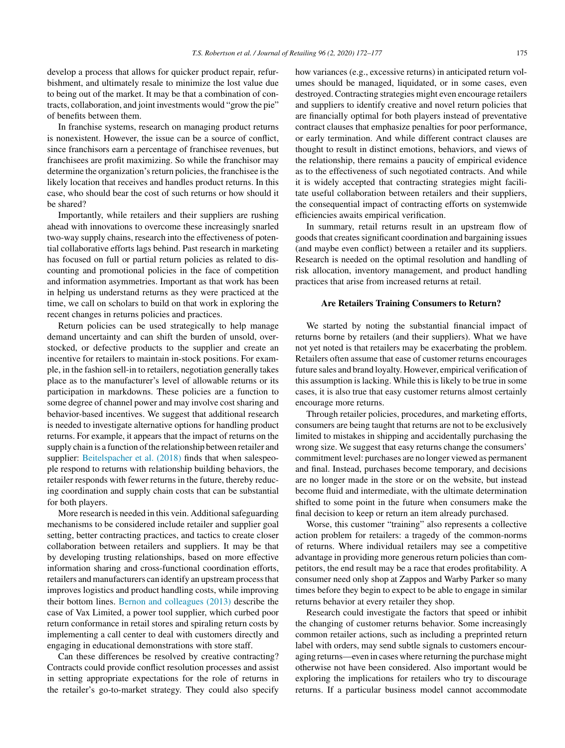develop a process that allows for quicker product repair, refurbishment, and ultimately resale to minimize the lost value due to being out of the market. It may be that a combination of contracts, collaboration, and joint investments would "grow the pie" of benefits between them.

In franchise systems, research on managing product returns is nonexistent. However, the issue can be a source of conflict, since franchisors earn a percentage of franchisee revenues, but franchisees are profit maximizing. So while the franchisor may determine the organization's return policies, the franchisee is the likely location that receives and handles product returns. In this case, who should bear the cost of such returns or how should it be shared?

Importantly, while retailers and their suppliers are rushing ahead with innovations to overcome these increasingly snarled two-way supply chains, research into the effectiveness of potential collaborative efforts lags behind. Past research in marketing has focused on full or partial return policies as related to discounting and promotional policies in the face of competition and information asymmetries. Important as that work has been in helping us understand returns as they were practiced at the time, we call on scholars to build on that work in exploring the recent changes in returns policies and practices.

Return policies can be used strategically to help manage demand uncertainty and can shift the burden of unsold, overstocked, or defective products to the supplier and create an incentive for retailers to maintain in-stock positions. For example, in the fashion sell-in to retailers, negotiation generally takes place as to the manufacturer's level of allowable returns or its participation in markdowns. These policies are a function to some degree of channel power and may involve cost sharing and behavior-based incentives. We suggest that additional research is needed to investigate alternative options for handling product returns. For example, it appears that the impact of returns on the supply chain is a function of the relationship between retailer and supplier: Beitelspacher et al. (2018) finds that when salespeople respond to returns with relationship building behaviors, the retailer responds with fewer returns in the future, thereby reducing coordination and supply chain costs that can be substantial for both players.

More research is needed in this vein. Additional safeguarding mechanisms to be considered include retailer and supplier goal setting, better contracting practices, and tactics to create closer collaboration between retailers and suppliers. It may be that by developing trusting relationships, based on more effective information sharing and cross-functional coordination efforts, retailers and manufacturers can identify an upstream process that improves logistics and product handling costs, while improving their bottom lines. Bernon and colleagues (2013) describe the case of Vax Limited, a power tool supplier, which curbed poor return conformance in retail stores and spiraling return costs by implementing a call center to deal with customers directly and engaging in educational demonstrations with store staff.

Can these differences be resolved by creative contracting? Contracts could provide conflict resolution processes and assist in setting appropriate expectations for the role of returns in the retailer's go-to-market strategy. They could also specify how variances (e.g., excessive returns) in anticipated return volumes should be managed, liquidated, or in some cases, even destroyed. Contracting strategies might even encourage retailers and suppliers to identify creative and novel return policies that are financially optimal for both players instead of preventative contract clauses that emphasize penalties for poor performance, or early termination. And while different contract clauses are thought to result in distinct emotions, behaviors, and views of the relationship, there remains a paucity of empirical evidence as to the effectiveness of such negotiated contracts. And while it is widely accepted that contracting strategies might facilitate useful collaboration between retailers and their suppliers, the consequential impact of contracting efforts on systemwide efficiencies awaits empirical verification.

In summary, retail returns result in an upstream flow of goods that creates significant coordination and bargaining issues (and maybe even conflict) between a retailer and its suppliers. Research is needed on the optimal resolution and handling of risk allocation, inventory management, and product handling practices that arise from increased returns at retail.

## Are Retailers Training Consumers to Return?

We started by noting the substantial financial impact of returns borne by retailers (and their suppliers). What we have not yet noted is that retailers may be exacerbating the problem. Retailers often assume that ease of customer returns encourages future sales and brand loyalty. However, empirical verification of this assumption is lacking. While this is likely to be true in some cases, it is also true that easy customer returns almost certainly encourage more returns.

Through retailer policies, procedures, and marketing efforts, consumers are being taught that returns are not to be exclusively limited to mistakes in shipping and accidentally purchasing the wrong size. We suggest that easy returns change the consumers' commitment level: purchases are no longer viewed as permanent and final. Instead, purchases become temporary, and decisions are no longer made in the store or on the website, but instead become fluid and intermediate, with the ultimate determination shifted to some point in the future when consumers make the final decision to keep or return an item already purchased.

Worse, this customer "training" also represents a collective action problem for retailers: a tragedy of the common-norms of returns. Where individual retailers may see a competitive advantage in providing more generous return policies than competitors, the end result may be a race that erodes profitability. A consumer need only shop at Zappos and Warby Parker so many times before they begin to expect to be able to engage in similar returns behavior at every retailer they shop.

Research could investigate the factors that speed or inhibit the changing of customer returns behavior. Some increasingly common retailer actions, such as including a preprinted return label with orders, may send subtle signals to customers encouraging returns—even in cases where returning the purchase might otherwise not have been considered. Also important would be exploring the implications for retailers who try to discourage returns. If a particular business model cannot accommodate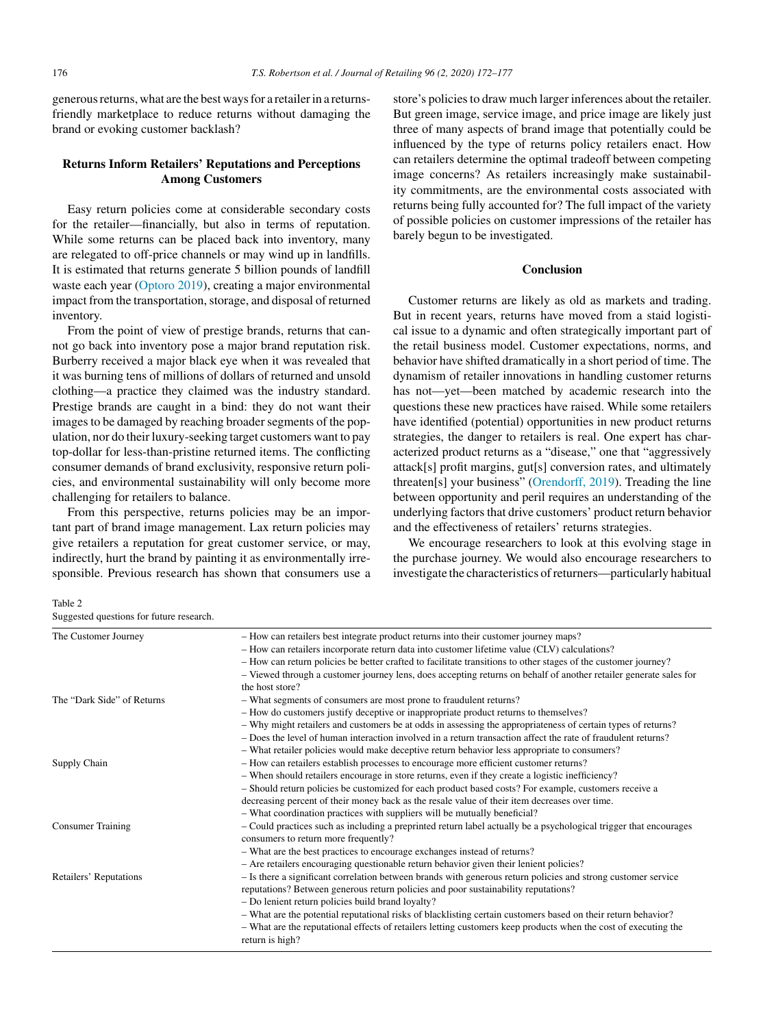generous returns, what are the best ways for a retailer in a returns-friendly marketplace to reduce returns without damaging the brand or evoking customer backlash?

## Returns Inform Retailers' Reputations and Perceptions Among Customers

Easy return policies come at considerable secondary costs for the retailer—financially, but also in terms of reputation. While some returns can be placed back into inventory, many are relegated to off-price channels or may wind up in landfills. It is estimated that returns generate 5 billion pounds of landfill waste each year (Optoro 2019), creating a major environmental impact from the transportation, storage, and disposal of returned inventory.

From the point of view of prestige brands, returns that cannot go back into inventory pose a major brand reputation risk. Burberry received a major black eye when it was revealed that it was burning tens of millions of dollars of returned and unsold clothing—a practice they claimed was the industry standard. Prestige brands are caught in a bind: they do not want their images to be damaged by reaching broader segments of the population, nor do their luxury-seeking target customers want to pay top-dollar for less-than-pristine returned items. The conflicting consumer demands of brand exclusivity, responsive return policies, and environmental sustainability will only become more challenging for retailers to balance.

From this perspective, returns policies may be an important part of brand image management. Lax return policies may give retailers a reputation for great customer service, or may, indirectly, hurt the brand by painting it as environmentally irresponsible. Previous research has shown that consumers use a store's policies to draw much larger inferences about the retailer. But green image, service image, and price image are likely just three of many aspects of brand image that potentially could be influenced by the type of returns policy retailers enact. How can retailers determine the optimal tradeoff between competing image concerns? As retailers increasingly make sustainability commitments, are the environmental costs associated with returns being fully accounted for? The full impact of the variety of possible policies on customer impressions of the retailer has barely begun to be investigated.

## Conclusion

Customer returns are likely as old as markets and trading. But in recent years, returns have moved from a staid logistical issue to a dynamic and often strategically important part of the retail business model. Customer expectations, norms, and behavior have shifted dramatically in a short period of time. The dynamism of retailer innovations in handling customer returns has not—yet—been matched by academic research into the questions these new practices have raised. While some retailers have identified (potential) opportunities in new product returns strategies, the danger to retailers is real. One expert has characterized product returns as a "disease," one that "aggressively attack[s] profit margins, gut[s] conversion rates, and ultimately threaten[s] your business" (Orendorff, 2019). Treading the line between opportunity and peril requires an understanding of the underlying factors that drive customers' product return behavior and the effectiveness of retailers' returns strategies.

We encourage researchers to look at this evolving stage in the purchase journey. We would also encourage researchers to investigate the characteristics of returners—particularly habitual

Table 2
Suggested questions for future research.

| | |
|---|---|
| The Customer Journey | – How can retailers best integrate product returns into their customer journey maps?<br>– How can retailers incorporate return data into customer lifetime value (CLV) calculations?<br>– How can return policies be better crafted to facilitate transitions to other stages of the customer journey?<br>– Viewed through a customer journey lens, does accepting returns on behalf of another retailer generate sales for the host store? |
| The "Dark Side" of Returns | – What segments of consumers are most prone to fraudulent returns?<br>– How do customers justify deceptive or inappropriate product returns to themselves?<br>– Why might retailers and customers be at odds in assessing the appropriateness of certain types of returns?<br>– Does the level of human interaction involved in a return transaction affect the rate of fraudulent returns?<br>– What retailer policies would make deceptive return behavior less appropriate to consumers? |
| Supply Chain | – How can retailers establish processes to encourage more efficient customer returns?<br>– When should retailers encourage in store returns, even if they create a logistic inefficiency?<br>– Should return policies be customized for each product based costs? For example, customers receive a decreasing percent of their money back as the resale value of their item decreases over time.<br>– What coordination practices with suppliers will be mutually beneficial? |
| Consumer Training | – Could practices such as including a preprinted return label actually be a psychological trigger that encourages consumers to return more frequently?<br>– What are the best practices to encourage exchanges instead of returns?<br>– Are retailers encouraging questionable return behavior given their lenient policies? |
| Retailers' Reputations | – Is there a significant correlation between brands with generous return policies and strong customer service reputations? Between generous return policies and poor sustainability reputations?<br>– Do lenient return policies build brand loyalty?<br>– What are the potential reputational risks of blacklisting certain customers based on their return behavior?<br>– What are the reputational effects of retailers letting customers keep products when the cost of executing the return is high? |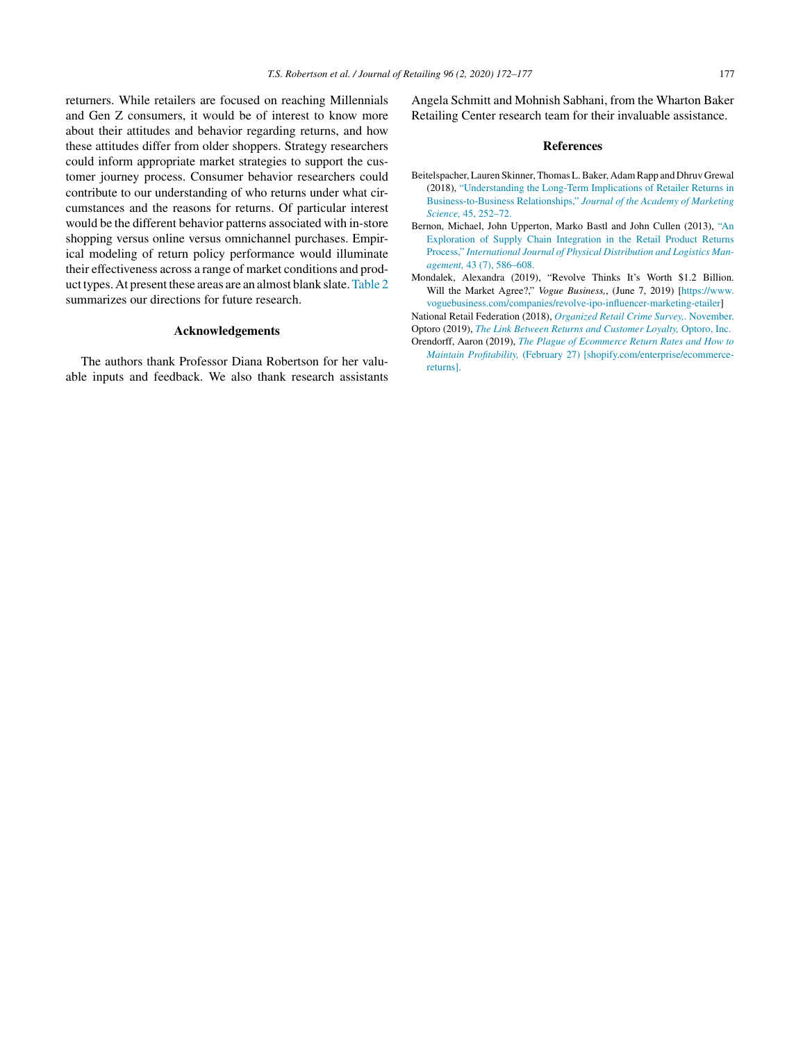returners. While retailers are focused on reaching Millennials and Gen Z consumers, it would be of interest to know more about their attitudes and behavior regarding returns, and how these attitudes differ from older shoppers. Strategy researchers could inform appropriate market strategies to support the customer journey process. Consumer behavior researchers could contribute to our understanding of who returns under what circumstances and the reasons for returns. Of particular interest would be the different behavior patterns associated with in-store shopping versus online versus omnichannel purchases. Empirical modeling of return policy performance would illuminate their effectiveness across a range of market conditions and product types. At present these areas are an almost blank slate. Table 2 summarizes our directions for future research.

## Acknowledgements

The authors thank Professor Diana Robertson for her valuable inputs and feedback. We also thank research assistants Angela Schmitt and Mohnish Sabhani, from the Wharton Baker Retailing Center research team for their invaluable assistance.

## References

Beitelspacher, Lauren Skinner, Thomas L. Baker, Adam Rapp and Dhruv Grewal (2018), "Understanding the Long-Term Implications of Retailer Returns in Business-to-Business Relationships," *Journal of the Academy of Marketing Science,* 45, 252–72.

Bernon, Michael, John Upperton, Marko Bastl and John Cullen (2013), "An Exploration of Supply Chain Integration in the Retail Product Returns Process," *International Journal of Physical Distribution and Logistics Management,* 43 (7), 586–608.

Mondalek, Alexandra (2019), "Revolve Thinks It's Worth $1.2 Billion. Will the Market Agree?," *Vogue Business,*, (June 7, 2019) [https://www.voguebusiness.com/companies/revolve-ipo-influencer-marketing-etailer]

National Retail Federation (2018), *Organized Retail Crime Survey,*. November.

Optoro (2019), *The Link Between Returns and Customer Loyalty,* Optoro, Inc.

Orendorff, Aaron (2019), *The Plague of Ecommerce Return Rates and How to Maintain Profitability,* (February 27) [shopify.com/enterprise/ecommerce-returns].